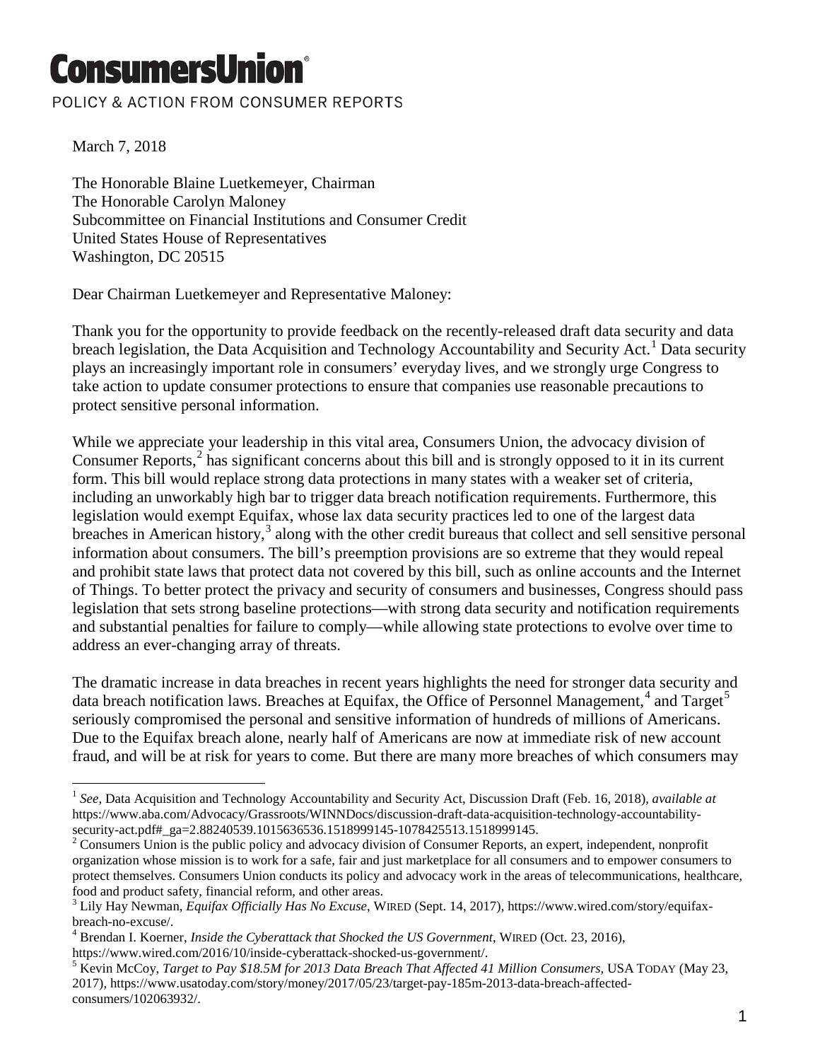# ConsumersUnion®

POLICY & ACTION FROM CONSUMER REPORTS

March 7, 2018

The Honorable Blaine Luetkemeyer, Chairman
The Honorable Carolyn Maloney
Subcommittee on Financial Institutions and Consumer Credit
United States House of Representatives
Washington, DC 20515

Dear Chairman Luetkemeyer and Representative Maloney:

Thank you for the opportunity to provide feedback on the recently-released draft data security and data breach legislation, the Data Acquisition and Technology Accountability and Security Act.[1] Data security plays an increasingly important role in consumers' everyday lives, and we strongly urge Congress to take action to update consumer protections to ensure that companies use reasonable precautions to protect sensitive personal information.

While we appreciate your leadership in this vital area, Consumers Union, the advocacy division of Consumer Reports,[2] has significant concerns about this bill and is strongly opposed to it in its current form. This bill would replace strong data protections in many states with a weaker set of criteria, including an unworkably high bar to trigger data breach notification requirements. Furthermore, this legislation would exempt Equifax, whose lax data security practices led to one of the largest data breaches in American history,[3] along with the other credit bureaus that collect and sell sensitive personal information about consumers. The bill's preemption provisions are so extreme that they would repeal and prohibit state laws that protect data not covered by this bill, such as online accounts and the Internet of Things. To better protect the privacy and security of consumers and businesses, Congress should pass legislation that sets strong baseline protections—with strong data security and notification requirements and substantial penalties for failure to comply—while allowing state protections to evolve over time to address an ever-changing array of threats.

The dramatic increase in data breaches in recent years highlights the need for stronger data security and data breach notification laws. Breaches at Equifax, the Office of Personnel Management,[4] and Target[5] seriously compromised the personal and sensitive information of hundreds of millions of Americans. Due to the Equifax breach alone, nearly half of Americans are now at immediate risk of new account fraud, and will be at risk for years to come. But there are many more breaches of which consumers may

---

[1] *See*, Data Acquisition and Technology Accountability and Security Act, Discussion Draft (Feb. 16, 2018), *available at* https://www.aba.com/Advocacy/Grassroots/WINNDocs/discussion-draft-data-acquisition-technology-accountability-security-act.pdf#_ga=2.88240539.1015636536.1518999145-1078425513.1518999145.

[2] Consumers Union is the public policy and advocacy division of Consumer Reports, an expert, independent, nonprofit organization whose mission is to work for a safe, fair and just marketplace for all consumers and to empower consumers to protect themselves. Consumers Union conducts its policy and advocacy work in the areas of telecommunications, healthcare, food and product safety, financial reform, and other areas.

[3] Lily Hay Newman, *Equifax Officially Has No Excuse*, WIRED (Sept. 14, 2017), https://www.wired.com/story/equifax-breach-no-excuse/.

[4] Brendan I. Koerner, *Inside the Cyberattack that Shocked the US Government*, WIRED (Oct. 23, 2016), https://www.wired.com/2016/10/inside-cyberattack-shocked-us-government/.

[5] Kevin McCoy, *Target to Pay $18.5M for 2013 Data Breach That Affected 41 Million Consumers*, USA TODAY (May 23, 2017), https://www.usatoday.com/story/money/2017/05/23/target-pay-185m-2013-data-breach-affected-consumers/102063932/.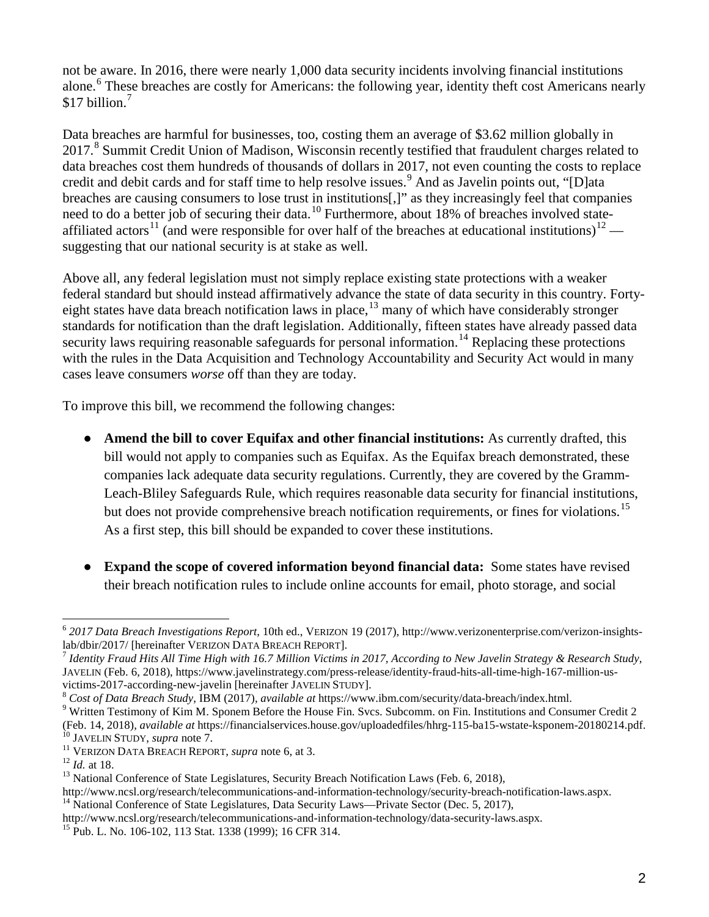not be aware. In 2016, there were nearly 1,000 data security incidents involving financial institutions alone.[6] These breaches are costly for Americans: the following year, identity theft cost Americans nearly $17 billion.[7]

Data breaches are harmful for businesses, too, costing them an average of $3.62 million globally in 2017.[8] Summit Credit Union of Madison, Wisconsin recently testified that fraudulent charges related to data breaches cost them hundreds of thousands of dollars in 2017, not even counting the costs to replace credit and debit cards and for staff time to help resolve issues.[9] And as Javelin points out, "[D]ata breaches are causing consumers to lose trust in institutions[,]" as they increasingly feel that companies need to do a better job of securing their data.[10] Furthermore, about 18% of breaches involved state-affiliated actors[11] (and were responsible for over half of the breaches at educational institutions)[12] — suggesting that our national security is at stake as well.

Above all, any federal legislation must not simply replace existing state protections with a weaker federal standard but should instead affirmatively advance the state of data security in this country. Forty-eight states have data breach notification laws in place,[13] many of which have considerably stronger standards for notification than the draft legislation. Additionally, fifteen states have already passed data security laws requiring reasonable safeguards for personal information.[14] Replacing these protections with the rules in the Data Acquisition and Technology Accountability and Security Act would in many cases leave consumers *worse* off than they are today.

To improve this bill, we recommend the following changes:

- **Amend the bill to cover Equifax and other financial institutions:** As currently drafted, this bill would not apply to companies such as Equifax. As the Equifax breach demonstrated, these companies lack adequate data security regulations. Currently, they are covered by the Gramm-Leach-Bliley Safeguards Rule, which requires reasonable data security for financial institutions, but does not provide comprehensive breach notification requirements, or fines for violations.[15] As a first step, this bill should be expanded to cover these institutions.

- **Expand the scope of covered information beyond financial data:** Some states have revised their breach notification rules to include online accounts for email, photo storage, and social

---

[6] *2017 Data Breach Investigations Report*, 10th ed., VERIZON 19 (2017), http://www.verizonenterprise.com/verizon-insights-lab/dbir/2017/ [hereinafter VERIZON DATA BREACH REPORT].

[7] *Identity Fraud Hits All Time High with 16.7 Million Victims in 2017, According to New Javelin Strategy & Research Study*, JAVELIN (Feb. 6, 2018), https://www.javelinstrategy.com/press-release/identity-fraud-hits-all-time-high-167-million-us-victims-2017-according-new-javelin [hereinafter JAVELIN STUDY].

[8] *Cost of Data Breach Study*, IBM (2017), *available at* https://www.ibm.com/security/data-breach/index.html.

[9] Written Testimony of Kim M. Sponem Before the House Fin. Svcs. Subcomm. on Fin. Institutions and Consumer Credit 2 (Feb. 14, 2018), *available at* https://financialservices.house.gov/uploadedfiles/hhrg-115-ba15-wstate-ksponem-20180214.pdf.

[10] JAVELIN STUDY, *supra* note 7.

[11] VERIZON DATA BREACH REPORT, *supra* note 6, at 3.

[12] *Id.* at 18.

[13] National Conference of State Legislatures, Security Breach Notification Laws (Feb. 6, 2018), http://www.ncsl.org/research/telecommunications-and-information-technology/security-breach-notification-laws.aspx.

[14] National Conference of State Legislatures, Data Security Laws—Private Sector (Dec. 5, 2017), http://www.ncsl.org/research/telecommunications-and-information-technology/data-security-laws.aspx.

[15] Pub. L. No. 106-102, 113 Stat. 1338 (1999); 16 CFR 314.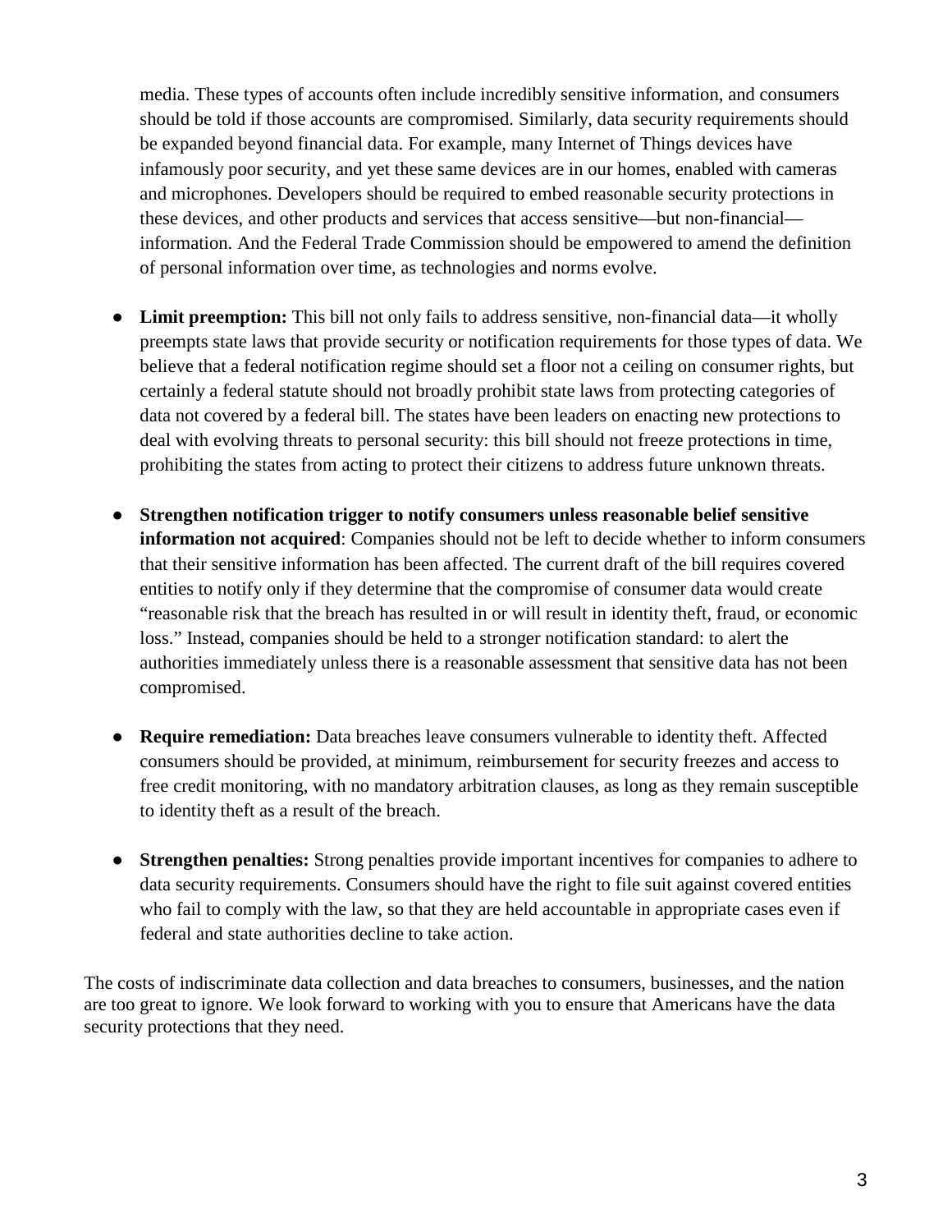media. These types of accounts often include incredibly sensitive information, and consumers should be told if those accounts are compromised. Similarly, data security requirements should be expanded beyond financial data. For example, many Internet of Things devices have infamously poor security, and yet these same devices are in our homes, enabled with cameras and microphones. Developers should be required to embed reasonable security protections in these devices, and other products and services that access sensitive—but non-financial—information. And the Federal Trade Commission should be empowered to amend the definition of personal information over time, as technologies and norms evolve.

- **Limit preemption:** This bill not only fails to address sensitive, non-financial data—it wholly preempts state laws that provide security or notification requirements for those types of data. We believe that a federal notification regime should set a floor not a ceiling on consumer rights, but certainly a federal statute should not broadly prohibit state laws from protecting categories of data not covered by a federal bill. The states have been leaders on enacting new protections to deal with evolving threats to personal security: this bill should not freeze protections in time, prohibiting the states from acting to protect their citizens to address future unknown threats.

- **Strengthen notification trigger to notify consumers unless reasonable belief sensitive information not acquired**: Companies should not be left to decide whether to inform consumers that their sensitive information has been affected. The current draft of the bill requires covered entities to notify only if they determine that the compromise of consumer data would create "reasonable risk that the breach has resulted in or will result in identity theft, fraud, or economic loss." Instead, companies should be held to a stronger notification standard: to alert the authorities immediately unless there is a reasonable assessment that sensitive data has not been compromised.

- **Require remediation:** Data breaches leave consumers vulnerable to identity theft. Affected consumers should be provided, at minimum, reimbursement for security freezes and access to free credit monitoring, with no mandatory arbitration clauses, as long as they remain susceptible to identity theft as a result of the breach.

- **Strengthen penalties:** Strong penalties provide important incentives for companies to adhere to data security requirements. Consumers should have the right to file suit against covered entities who fail to comply with the law, so that they are held accountable in appropriate cases even if federal and state authorities decline to take action.

The costs of indiscriminate data collection and data breaches to consumers, businesses, and the nation are too great to ignore. We look forward to working with you to ensure that Americans have the data security protections that they need.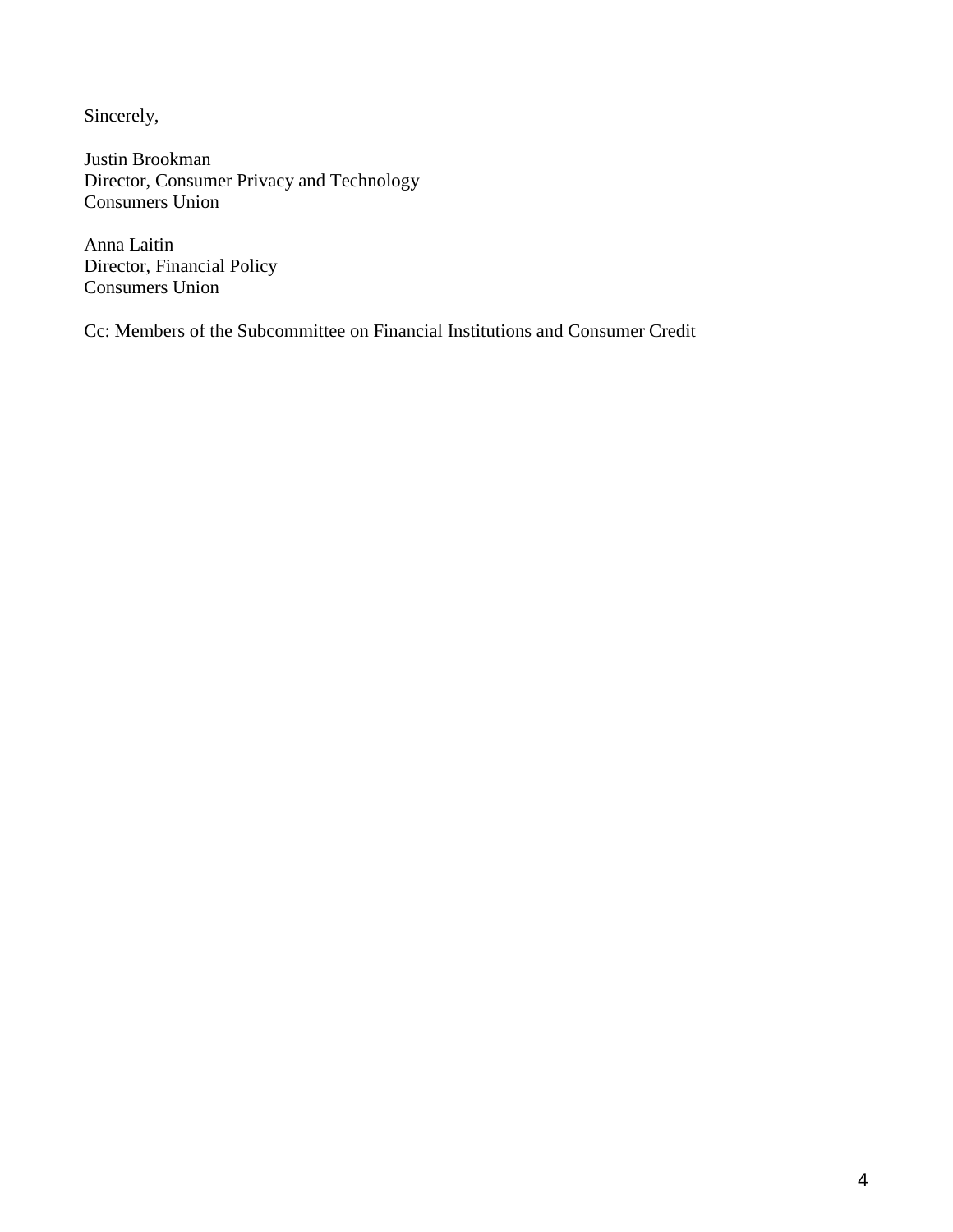Sincerely,

Justin Brookman  
Director, Consumer Privacy and Technology  
Consumers Union

Anna Laitin  
Director, Financial Policy  
Consumers Union

Cc: Members of the Subcommittee on Financial Institutions and Consumer Credit